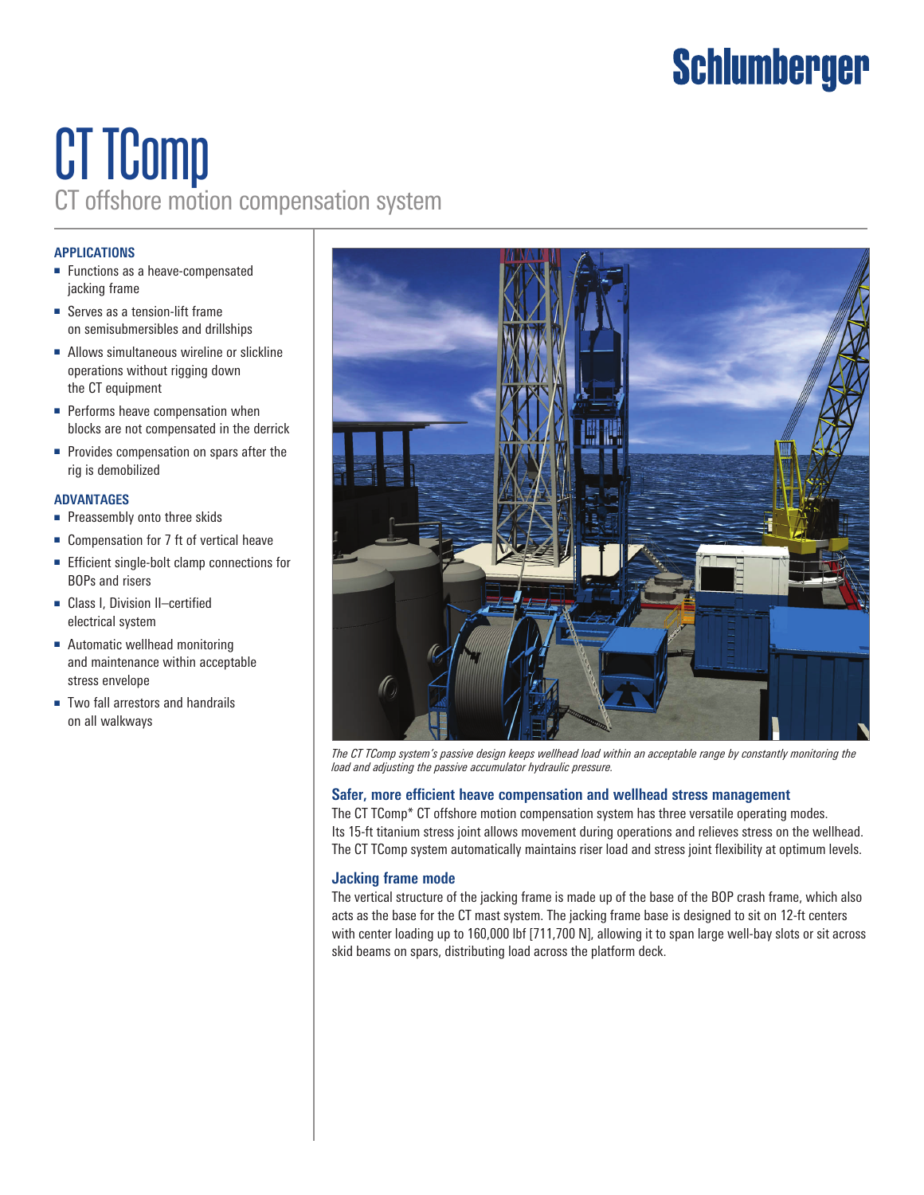# CT TComp

## CT offshore motion compensation system

### APPLICATIONS

- Functions as a heave-compensated jacking frame
- Serves as a tension-lift frame on semisubmersibles and drillships
- Allows simultaneous wireline or slickline operations without rigging down the CT equipment
- Performs heave compensation when blocks are not compensated in the derrick
- Provides compensation on spars after the rig is demobilized

### ADVANTAGES

- Preassembly onto three skids
- Compensation for 7 ft of vertical heave
- Efficient single-bolt clamp connections for BOPs and risers
- Class I, Division II–certified electrical system
- Automatic wellhead monitoring and maintenance within acceptable stress envelope
- Two fall arrestors and handrails on all walkways

*The CT TComp system's passive design keeps wellhead load within an acceptable range by constantly monitoring the load and adjusting the passive accumulator hydraulic pressure.*

### Safer, more efficient heave compensation and wellhead stress management

The CT TComp* CT offshore motion compensation system has three versatile operating modes. Its 15-ft titanium stress joint allows movement during operations and relieves stress on the wellhead. The CT TComp system automatically maintains riser load and stress joint flexibility at optimum levels.

### Jacking frame mode

The vertical structure of the jacking frame is made up of the base of the BOP crash frame, which also acts as the base for the CT mast system. The jacking frame base is designed to sit on 12-ft centers with center loading up to 160,000 lbf [711,700 N], allowing it to span large well-bay slots or sit across skid beams on spars, distributing load across the platform deck.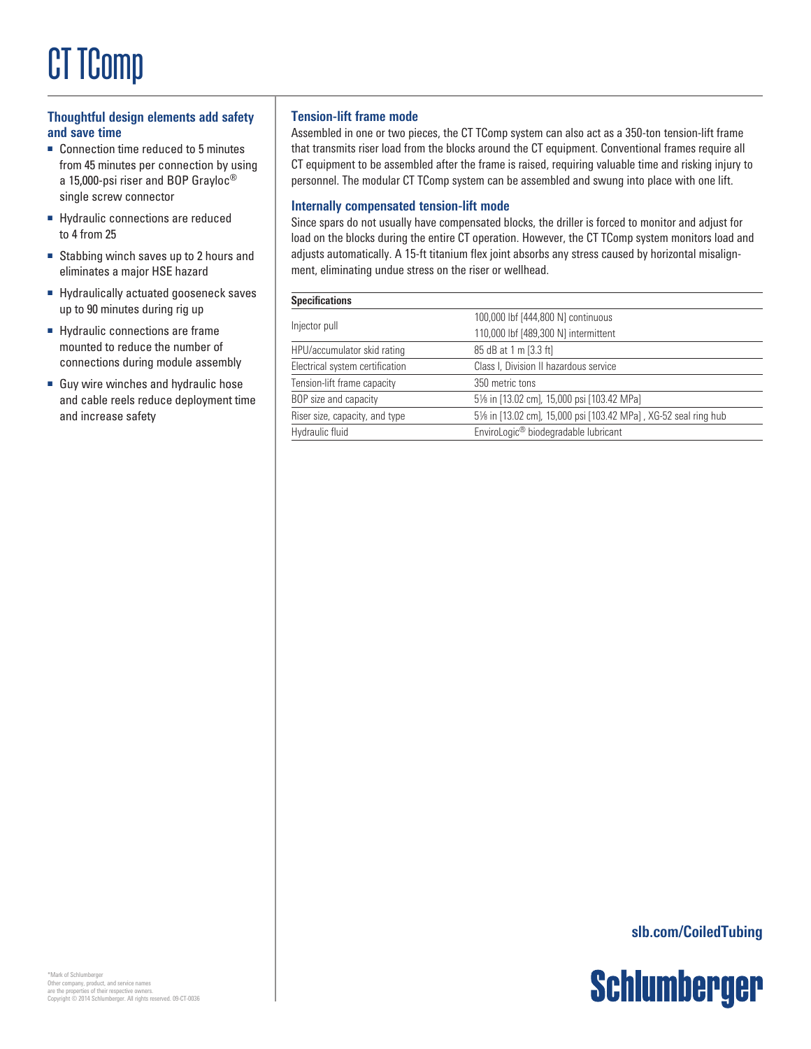# CT TComp

## Thoughtful design elements add safety and save time

- Connection time reduced to 5 minutes from 45 minutes per connection by using a 15,000-psi riser and BOP Grayloc® single screw connector
- Hydraulic connections are reduced to 4 from 25
- Stabbing winch saves up to 2 hours and eliminates a major HSE hazard
- Hydraulically actuated gooseneck saves up to 90 minutes during rig up
- Hydraulic connections are frame mounted to reduce the number of connections during module assembly
- Guy wire winches and hydraulic hose and cable reels reduce deployment time and increase safety

## Tension-lift frame mode

Assembled in one or two pieces, the CT TComp system can also act as a 350-ton tension-lift frame that transmits riser load from the blocks around the CT equipment. Conventional frames require all CT equipment to be assembled after the frame is raised, requiring valuable time and risking injury to personnel. The modular CT TComp system can be assembled and swung into place with one lift.

## Internally compensated tension-lift mode

Since spars do not usually have compensated blocks, the driller is forced to monitor and adjust for load on the blocks during the entire CT operation. However, the CT TComp system monitors load and adjusts automatically. A 15-ft titanium flex joint absorbs any stress caused by horizontal misalignment, eliminating undue stress on the riser or wellhead.

| Specifications | |
|---|---|
| Injector pull | 100,000 lbf [444,800 N] continuous<br>110,000 lbf [489,300 N] intermittent |
| HPU/accumulator skid rating | 85 dB at 1 m [3.3 ft] |
| Electrical system certification | Class I, Division II hazardous service |
| Tension-lift frame capacity | 350 metric tons |
| BOP size and capacity | 5⅛ in [13.02 cm], 15,000 psi [103.42 MPa] |
| Riser size, capacity, and type | 5⅛ in [13.02 cm], 15,000 psi [103.42 MPa] , XG-52 seal ring hub |
| Hydraulic fluid | EnviroLogic® biodegradable lubricant |

slb.com/CoiledTubing

Schlumberger

*Mark of Schlumberger
Other company, product, and service names are the properties of their respective owners.
Copyright © 2014 Schlumberger. All rights reserved. 09-CT-0036